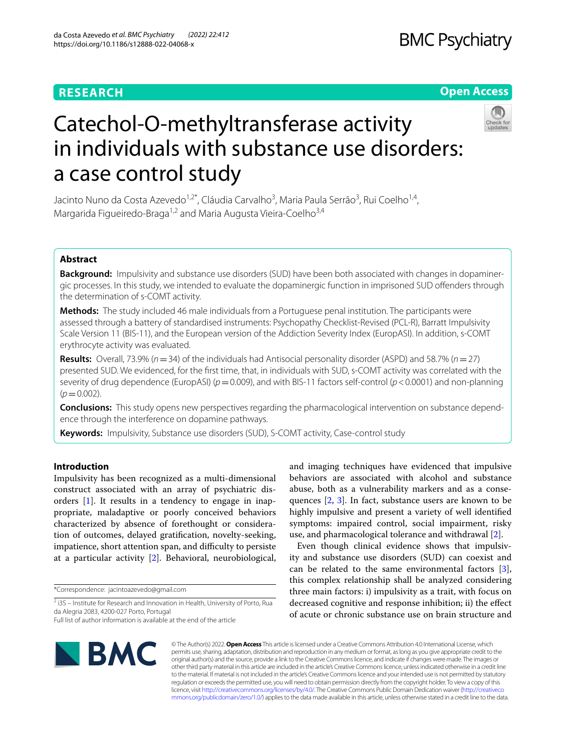# Catechol-O-methyltransferase activity in individuals with substance use disorders: a case control study

Jacinto Nuno da Costa Azevedo[1,2*], Cláudia Carvalho[3], Maria Paula Serrão[3], Rui Coelho[1,4], Margarida Figueiredo-Braga[1,2] and Maria Augusta Vieira-Coelho[3,4]

## Abstract

**Background:** Impulsivity and substance use disorders (SUD) have been both associated with changes in dopaminergic processes. In this study, we intended to evaluate the dopaminergic function in imprisoned SUD offenders through the determination of s-COMT activity.

**Methods:** The study included 46 male individuals from a Portuguese penal institution. The participants were assessed through a battery of standardised instruments: Psychopathy Checklist-Revised (PCL-R), Barratt Impulsivity Scale Version 11 (BIS-11), and the European version of the Addiction Severity Index (EuropASI). In addition, s-COMT erythrocyte activity was evaluated.

**Results:** Overall, 73.9% ($n = 34$) of the individuals had Antisocial personality disorder (ASPD) and 58.7% ($n = 27$) presented SUD. We evidenced, for the first time, that, in individuals with SUD, s-COMT activity was correlated with the severity of drug dependence (EuropASI) ($p = 0.009$), and with BIS-11 factors self-control ($p < 0.0001$) and non-planning ($p = 0.002$).

**Conclusions:** This study opens new perspectives regarding the pharmacological intervention on substance dependence through the interference on dopamine pathways.

**Keywords:** Impulsivity, Substance use disorders (SUD), S-COMT activity, Case-control study

## Introduction

Impulsivity has been recognized as a multi-dimensional construct associated with an array of psychiatric disorders [1]. It results in a tendency to engage in inappropriate, maladaptive or poorly conceived behaviors characterized by absence of forethought or consideration of outcomes, delayed gratification, novelty-seeking, impatience, short attention span, and difficulty to persiste at a particular activity [2]. Behavioral, neurobiological, and imaging techniques have evidenced that impulsive behaviors are associated with alcohol and substance abuse, both as a vulnerability markers and as a consequences [2, 3]. In fact, substance users are known to be highly impulsive and present a variety of well identified symptoms: impaired control, social impairment, risky use, and pharmacological tolerance and withdrawal [2].

Even though clinical evidence shows that impulsivity and substance use disorders (SUD) can coexist and can be related to the same environmental factors [3], this complex relationship shall be analyzed considering three main factors: i) impulsivity as a trait, with focus on decreased cognitive and response inhibition; ii) the effect of acute or chronic substance use on brain structure and

*Correspondence: jacintoazevedo@gmail.com

[2] i3S – Institute for Research and Innovation in Health, University of Porto, Rua da Alegria 2083, 4200-027 Porto, Portugal

Full list of author information is available at the end of the article

© The Author(s) 2022. **Open Access** This article is licensed under a Creative Commons Attribution 4.0 International License, which permits use, sharing, adaptation, distribution and reproduction in any medium or format, as long as you give appropriate credit to the original author(s) and the source, provide a link to the Creative Commons licence, and indicate if changes were made. The images or other third party material in this article are included in the article's Creative Commons licence, unless indicated otherwise in a credit line to the material. If material is not included in the article's Creative Commons licence and your intended use is not permitted by statutory regulation or exceeds the permitted use, you will need to obtain permission directly from the copyright holder. To view a copy of this licence, visit http://creativecommons.org/licenses/by/4.0/. The Creative Commons Public Domain Dedication waiver (http://creativecommons.org/publicdomain/zero/1.0/) applies to the data made available in this article, unless otherwise stated in a credit line to the data.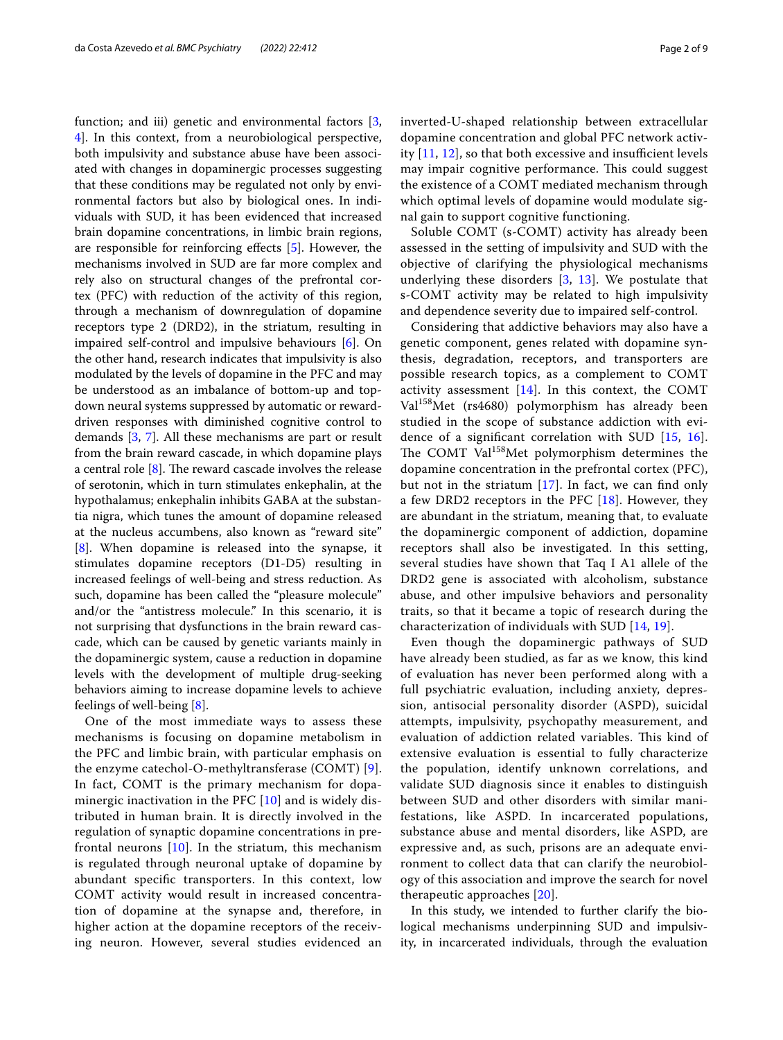function; and iii) genetic and environmental factors [3, 4]. In this context, from a neurobiological perspective, both impulsivity and substance abuse have been associated with changes in dopaminergic processes suggesting that these conditions may be regulated not only by environmental factors but also by biological ones. In individuals with SUD, it has been evidenced that increased brain dopamine concentrations, in limbic brain regions, are responsible for reinforcing effects [5]. However, the mechanisms involved in SUD are far more complex and rely also on structural changes of the prefrontal cortex (PFC) with reduction of the activity of this region, through a mechanism of downregulation of dopamine receptors type 2 (DRD2), in the striatum, resulting in impaired self-control and impulsive behaviours [6]. On the other hand, research indicates that impulsivity is also modulated by the levels of dopamine in the PFC and may be understood as an imbalance of bottom-up and top-down neural systems suppressed by automatic or reward-driven responses with diminished cognitive control to demands [3, 7]. All these mechanisms are part or result from the brain reward cascade, in which dopamine plays a central role [8]. The reward cascade involves the release of serotonin, which in turn stimulates enkephalin, at the hypothalamus; enkephalin inhibits GABA at the substantia nigra, which tunes the amount of dopamine released at the nucleus accumbens, also known as "reward site" [8]. When dopamine is released into the synapse, it stimulates dopamine receptors (D1-D5) resulting in increased feelings of well-being and stress reduction. As such, dopamine has been called the "pleasure molecule" and/or the "antistress molecule." In this scenario, it is not surprising that dysfunctions in the brain reward cascade, which can be caused by genetic variants mainly in the dopaminergic system, cause a reduction in dopamine levels with the development of multiple drug-seeking behaviors aiming to increase dopamine levels to achieve feelings of well-being [8].

One of the most immediate ways to assess these mechanisms is focusing on dopamine metabolism in the PFC and limbic brain, with particular emphasis on the enzyme catechol-O-methyltransferase (COMT) [9]. In fact, COMT is the primary mechanism for dopaminergic inactivation in the PFC [10] and is widely distributed in human brain. It is directly involved in the regulation of synaptic dopamine concentrations in prefrontal neurons [10]. In the striatum, this mechanism is regulated through neuronal uptake of dopamine by abundant specific transporters. In this context, low COMT activity would result in increased concentration of dopamine at the synapse and, therefore, in higher action at the dopamine receptors of the receiving neuron. However, several studies evidenced an inverted-U-shaped relationship between extracellular dopamine concentration and global PFC network activity [11, 12], so that both excessive and insufficient levels may impair cognitive performance. This could suggest the existence of a COMT mediated mechanism through which optimal levels of dopamine would modulate signal gain to support cognitive functioning.

Soluble COMT (s-COMT) activity has already been assessed in the setting of impulsivity and SUD with the objective of clarifying the physiological mechanisms underlying these disorders [3, 13]. We postulate that s-COMT activity may be related to high impulsivity and dependence severity due to impaired self-control.

Considering that addictive behaviors may also have a genetic component, genes related with dopamine synthesis, degradation, receptors, and transporters are possible research topics, as a complement to COMT activity assessment [14]. In this context, the COMT Val$^{158}$Met (rs4680) polymorphism has already been studied in the scope of substance addiction with evidence of a significant correlation with SUD [15, 16]. The COMT Val$^{158}$Met polymorphism determines the dopamine concentration in the prefrontal cortex (PFC), but not in the striatum [17]. In fact, we can find only a few DRD2 receptors in the PFC [18]. However, they are abundant in the striatum, meaning that, to evaluate the dopaminergic component of addiction, dopamine receptors shall also be investigated. In this setting, several studies have shown that Taq I A1 allele of the DRD2 gene is associated with alcoholism, substance abuse, and other impulsive behaviors and personality traits, so that it became a topic of research during the characterization of individuals with SUD [14, 19].

Even though the dopaminergic pathways of SUD have already been studied, as far as we know, this kind of evaluation has never been performed along with a full psychiatric evaluation, including anxiety, depression, antisocial personality disorder (ASPD), suicidal attempts, impulsivity, psychopathy measurement, and evaluation of addiction related variables. This kind of extensive evaluation is essential to fully characterize the population, identify unknown correlations, and validate SUD diagnosis since it enables to distinguish between SUD and other disorders with similar manifestations, like ASPD. In incarcerated populations, substance abuse and mental disorders, like ASPD, are expressive and, as such, prisons are an adequate environment to collect data that can clarify the neurobiology of this association and improve the search for novel therapeutic approaches [20].

In this study, we intended to further clarify the biological mechanisms underpinning SUD and impulsivity, in incarcerated individuals, through the evaluation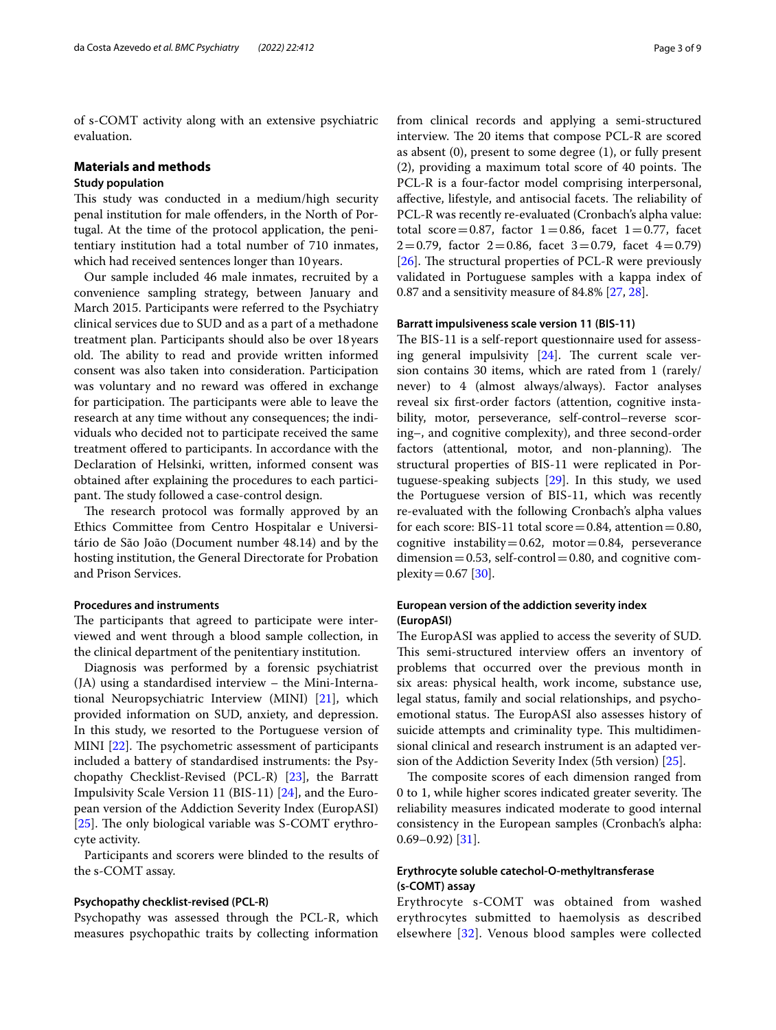of s-COMT activity along with an extensive psychiatric evaluation.

## Materials and methods

### Study population

This study was conducted in a medium/high security penal institution for male offenders, in the North of Portugal. At the time of the protocol application, the penitentiary institution had a total number of 710 inmates, which had received sentences longer than 10 years.

Our sample included 46 male inmates, recruited by a convenience sampling strategy, between January and March 2015. Participants were referred to the Psychiatry clinical services due to SUD and as a part of a methadone treatment plan. Participants should also be over 18 years old. The ability to read and provide written informed consent was also taken into consideration. Participation was voluntary and no reward was offered in exchange for participation. The participants were able to leave the research at any time without any consequences; the individuals who decided not to participate received the same treatment offered to participants. In accordance with the Declaration of Helsinki, written, informed consent was obtained after explaining the procedures to each participant. The study followed a case-control design.

The research protocol was formally approved by an Ethics Committee from Centro Hospitalar e Universitário de São João (Document number 48.14) and by the hosting institution, the General Directorate for Probation and Prison Services.

#### Procedures and instruments

The participants that agreed to participate were interviewed and went through a blood sample collection, in the clinical department of the penitentiary institution.

Diagnosis was performed by a forensic psychiatrist (JA) using a standardised interview – the Mini-International Neuropsychiatric Interview (MINI) [21], which provided information on SUD, anxiety, and depression. In this study, we resorted to the Portuguese version of MINI [22]. The psychometric assessment of participants included a battery of standardised instruments: the Psychopathy Checklist-Revised (PCL-R) [23], the Barratt Impulsivity Scale Version 11 (BIS-11) [24], and the European version of the Addiction Severity Index (EuropASI) [25]. The only biological variable was S-COMT erythrocyte activity.

Participants and scorers were blinded to the results of the s-COMT assay.

#### Psychopathy checklist-revised (PCL-R)

Psychopathy was assessed through the PCL-R, which measures psychopathic traits by collecting information from clinical records and applying a semi-structured interview. The 20 items that compose PCL-R are scored as absent (0), present to some degree (1), or fully present (2), providing a maximum total score of 40 points. The PCL-R is a four-factor model comprising interpersonal, affective, lifestyle, and antisocial facets. The reliability of PCL-R was recently re-evaluated (Cronbach's alpha value: total score = 0.87, factor 1 = 0.86, facet 1 = 0.77, facet 2 = 0.79, factor 2 = 0.86, facet 3 = 0.79, facet 4 = 0.79) [26]. The structural properties of PCL-R were previously validated in Portuguese samples with a kappa index of 0.87 and a sensitivity measure of 84.8% [27, 28].

#### Barratt impulsiveness scale version 11 (BIS-11)

The BIS-11 is a self-report questionnaire used for assessing general impulsivity [24]. The current scale version contains 30 items, which are rated from 1 (rarely/never) to 4 (almost always/always). Factor analyses reveal six first-order factors (attention, cognitive instability, motor, perseverance, self-control–reverse scoring–, and cognitive complexity), and three second-order factors (attentional, motor, and non-planning). The structural properties of BIS-11 were replicated in Portuguese-speaking subjects [29]. In this study, we used the Portuguese version of BIS-11, which was recently re-evaluated with the following Cronbach's alpha values for each score: BIS-11 total score = 0.84, attention = 0.80, cognitive instability = 0.62, motor = 0.84, perseverance dimension = 0.53, self-control = 0.80, and cognitive complexity = 0.67 [30].

#### European version of the addiction severity index (EuropASI)

The EuropASI was applied to access the severity of SUD. This semi-structured interview offers an inventory of problems that occurred over the previous month in six areas: physical health, work income, substance use, legal status, family and social relationships, and psychoemotional status. The EuropASI also assesses history of suicide attempts and criminality type. This multidimensional clinical and research instrument is an adapted version of the Addiction Severity Index (5th version) [25].

The composite scores of each dimension ranged from 0 to 1, while higher scores indicated greater severity. The reliability measures indicated moderate to good internal consistency in the European samples (Cronbach's alpha: 0.69–0.92) [31].

#### Erythrocyte soluble catechol-O-methyltransferase (s-COMT) assay

Erythrocyte s-COMT was obtained from washed erythrocytes submitted to haemolysis as described elsewhere [32]. Venous blood samples were collected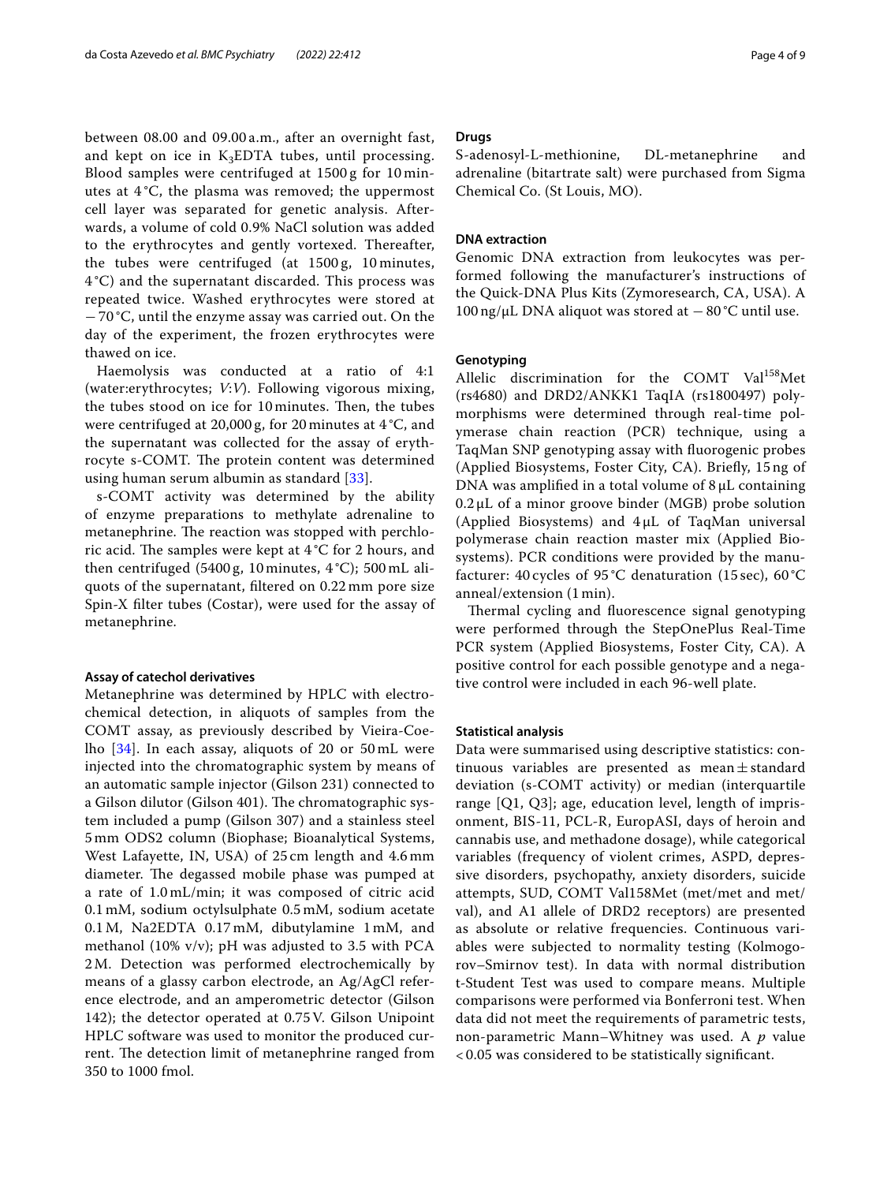between 08.00 and 09.00 a.m., after an overnight fast, and kept on ice in $K_3EDTA$ tubes, until processing. Blood samples were centrifuged at 1500 g for 10 minutes at 4 °C, the plasma was removed; the uppermost cell layer was separated for genetic analysis. Afterwards, a volume of cold 0.9% NaCl solution was added to the erythrocytes and gently vortexed. Thereafter, the tubes were centrifuged (at 1500 g, 10 minutes, 4 °C) and the supernatant discarded. This process was repeated twice. Washed erythrocytes were stored at − 70 °C, until the enzyme assay was carried out. On the day of the experiment, the frozen erythrocytes were thawed on ice.

Haemolysis was conducted at a ratio of 4:1 (water:erythrocytes; *V*:*V*). Following vigorous mixing, the tubes stood on ice for 10 minutes. Then, the tubes were centrifuged at 20,000 g, for 20 minutes at 4 °C, and the supernatant was collected for the assay of erythrocyte s-COMT. The protein content was determined using human serum albumin as standard [33].

s-COMT activity was determined by the ability of enzyme preparations to methylate adrenaline to metanephrine. The reaction was stopped with perchloric acid. The samples were kept at 4 °C for 2 hours, and then centrifuged (5400 g, 10 minutes, 4 °C); 500 mL aliquots of the supernatant, filtered on 0.22 mm pore size Spin-X filter tubes (Costar), were used for the assay of metanephrine.

#### Assay of catechol derivatives

Metanephrine was determined by HPLC with electrochemical detection, in aliquots of samples from the COMT assay, as previously described by Vieira-Coelho [34]. In each assay, aliquots of 20 or 50 mL were injected into the chromatographic system by means of an automatic sample injector (Gilson 231) connected to a Gilson dilutor (Gilson 401). The chromatographic system included a pump (Gilson 307) and a stainless steel 5 mm ODS2 column (Biophase; Bioanalytical Systems, West Lafayette, IN, USA) of 25 cm length and 4.6 mm diameter. The degassed mobile phase was pumped at a rate of 1.0 mL/min; it was composed of citric acid 0.1 mM, sodium octylsulphate 0.5 mM, sodium acetate 0.1 M, Na2EDTA 0.17 mM, dibutylamine 1 mM, and methanol (10% v/v); pH was adjusted to 3.5 with PCA 2 M. Detection was performed electrochemically by means of a glassy carbon electrode, an Ag/AgCl reference electrode, and an amperometric detector (Gilson 142); the detector operated at 0.75 V. Gilson Unipoint HPLC software was used to monitor the produced current. The detection limit of metanephrine ranged from 350 to 1000 fmol.

#### Drugs

S-adenosyl-L-methionine, DL-metanephrine and adrenaline (bitartrate salt) were purchased from Sigma Chemical Co. (St Louis, MO).

#### DNA extraction

Genomic DNA extraction from leukocytes was performed following the manufacturer's instructions of the Quick-DNA Plus Kits (Zymoresearch, CA, USA). A 100 ng/μL DNA aliquot was stored at − 80 °C until use.

#### Genotyping

Allelic discrimination for the COMT $Val^{158}Met$ (rs4680) and DRD2/ANKK1 TaqIA (rs1800497) polymorphisms were determined through real-time polymerase chain reaction (PCR) technique, using a TaqMan SNP genotyping assay with fluorogenic probes (Applied Biosystems, Foster City, CA). Briefly, 15 ng of DNA was amplified in a total volume of 8 μL containing 0.2 μL of a minor groove binder (MGB) probe solution (Applied Biosystems) and 4 μL of TaqMan universal polymerase chain reaction master mix (Applied Biosystems). PCR conditions were provided by the manufacturer: 40 cycles of 95 °C denaturation (15 sec), 60 °C anneal/extension (1 min).

Thermal cycling and fluorescence signal genotyping were performed through the StepOnePlus Real-Time PCR system (Applied Biosystems, Foster City, CA). A positive control for each possible genotype and a negative control were included in each 96-well plate.

#### Statistical analysis

Data were summarised using descriptive statistics: continuous variables are presented as mean ± standard deviation (s-COMT activity) or median (interquartile range [Q1, Q3]; age, education level, length of imprisonment, BIS-11, PCL-R, EuropASI, days of heroin and cannabis use, and methadone dosage), while categorical variables (frequency of violent crimes, ASPD, depressive disorders, psychopathy, anxiety disorders, suicide attempts, SUD, COMT Val158Met (met/met and met/val), and A1 allele of DRD2 receptors) are presented as absolute or relative frequencies. Continuous variables were subjected to normality testing (Kolmogorov–Smirnov test). In data with normal distribution t-Student Test was used to compare means. Multiple comparisons were performed via Bonferroni test. When data did not meet the requirements of parametric tests, non-parametric Mann–Whitney was used. A $p$ value $< 0.05$ was considered to be statistically significant.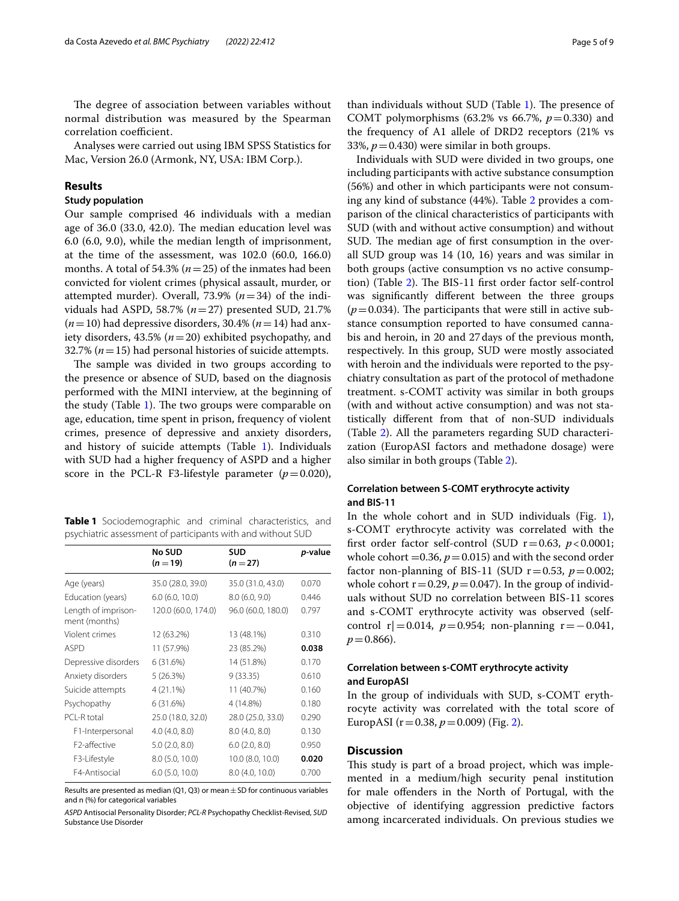The degree of association between variables without normal distribution was measured by the Spearman correlation coefficient.

Analyses were carried out using IBM SPSS Statistics for Mac, Version 26.0 (Armonk, NY, USA: IBM Corp.).

## Results

### Study population

Our sample comprised 46 individuals with a median age of 36.0 (33.0, 42.0). The median education level was 6.0 (6.0, 9.0), while the median length of imprisonment, at the time of the assessment, was 102.0 (60.0, 166.0) months. A total of 54.3% ($n=25$) of the inmates had been convicted for violent crimes (physical assault, murder, or attempted murder). Overall, 73.9% ($n=34$) of the individuals had ASPD, 58.7% ($n=27$) presented SUD, 21.7% ($n=10$) had depressive disorders, 30.4% ($n=14$) had anxiety disorders, 43.5% ($n=20$) exhibited psychopathy, and 32.7% ($n=15$) had personal histories of suicide attempts.

The sample was divided in two groups according to the presence or absence of SUD, based on the diagnosis performed with the MINI interview, at the beginning of the study (Table 1). The two groups were comparable on age, education, time spent in prison, frequency of violent crimes, presence of depressive and anxiety disorders, and history of suicide attempts (Table 1). Individuals with SUD had a higher frequency of ASPD and a higher score in the PCL-R F3-lifestyle parameter ($p=0.020$), than individuals without SUD (Table 1). The presence of COMT polymorphisms (63.2% vs 66.7%, $p=0.330$) and the frequency of A1 allele of DRD2 receptors (21% vs 33%, $p=0.430$) were similar in both groups.

**Table 1** Sociodemographic and criminal characteristics, and psychiatric assessment of participants with and without SUD

| | No SUD ($n=19$) | SUD ($n=27$) | *p*-value |
|---|---|---|---|
| Age (years) | 35.0 (28.0, 39.0) | 35.0 (31.0, 43.0) | 0.070 |
| Education (years) | 6.0 (6.0, 10.0) | 8.0 (6.0, 9.0) | 0.446 |
| Length of imprisonment (months) | 120.0 (60.0, 174.0) | 96.0 (60.0, 180.0) | 0.797 |
| Violent crimes | 12 (63.2%) | 13 (48.1%) | 0.310 |
| ASPD | 11 (57.9%) | 23 (85.2%) | **0.038** |
| Depressive disorders | 6 (31.6%) | 14 (51.8%) | 0.170 |
| Anxiety disorders | 5 (26.3%) | 9 (33.35) | 0.610 |
| Suicide attempts | 4 (21.1%) | 11 (40.7%) | 0.160 |
| Psychopathy | 6 (31.6%) | 4 (14.8%) | 0.180 |
| PCL-R total | 25.0 (18.0, 32.0) | 28.0 (25.0, 33.0) | 0.290 |
| F1-Interpersonal | 4.0 (4.0, 8.0) | 8.0 (4.0, 8.0) | 0.130 |
| F2-affective | 5.0 (2.0, 8.0) | 6.0 (2.0, 8.0) | 0.950 |
| F3-Lifestyle | 8.0 (5.0, 10.0) | 10.0 (8.0, 10.0) | **0.020** |
| F4-Antisocial | 6.0 (5.0, 10.0) | 8.0 (4.0, 10.0) | 0.700 |

Results are presented as median (Q1, Q3) or mean ± SD for continuous variables and n (%) for categorical variables

*ASPD* Antisocial Personality Disorder; *PCL-R* Psychopathy Checklist-Revised, *SUD* Substance Use Disorder

Individuals with SUD were divided in two groups, one including participants with active substance consumption (56%) and other in which participants were not consuming any kind of substance (44%). Table 2 provides a comparison of the clinical characteristics of participants with SUD (with and without active consumption) and without SUD. The median age of first consumption in the overall SUD group was 14 (10, 16) years and was similar in both groups (active consumption vs no active consumption) (Table 2). The BIS-11 first order factor self-control was significantly different between the three groups ($p=0.034$). The participants that were still in active substance consumption reported to have consumed cannabis and heroin, in 20 and 27 days of the previous month, respectively. In this group, SUD were mostly associated with heroin and the individuals were reported to the psychiatry consultation as part of the protocol of methadone treatment. s-COMT activity was similar in both groups (with and without active consumption) and was not statistically different from that of non-SUD individuals (Table 2). All the parameters regarding SUD characterization (EuropASI factors and methadone dosage) were also similar in both groups (Table 2).

### Correlation between S-COMT erythrocyte activity and BIS-11

In the whole cohort and in SUD individuals (Fig. 1), s-COMT erythrocyte activity was correlated with the first order factor self-control (SUD $r=0.63$, $p<0.0001$; whole cohort $=0.36$, $p=0.015$) and with the second order factor non-planning of BIS-11 (SUD $r=0.53$, $p=0.002$; whole cohort $r=0.29$, $p=0.047$). In the group of individuals without SUD no correlation between BIS-11 scores and s-COMT erythrocyte activity was observed (self-control $r|=0.014$, $p=0.954$; non-planning $r=-0.041$, $p=0.866$).

### Correlation between s-COMT erythrocyte activity and EuropASI

In the group of individuals with SUD, s-COMT erythrocyte activity was correlated with the total score of EuropASI ($r=0.38$, $p=0.009$) (Fig. 2).

## Discussion

This study is part of a broad project, which was implemented in a medium/high security penal institution for male offenders in the North of Portugal, with the objective of identifying aggression predictive factors among incarcerated individuals. On previous studies we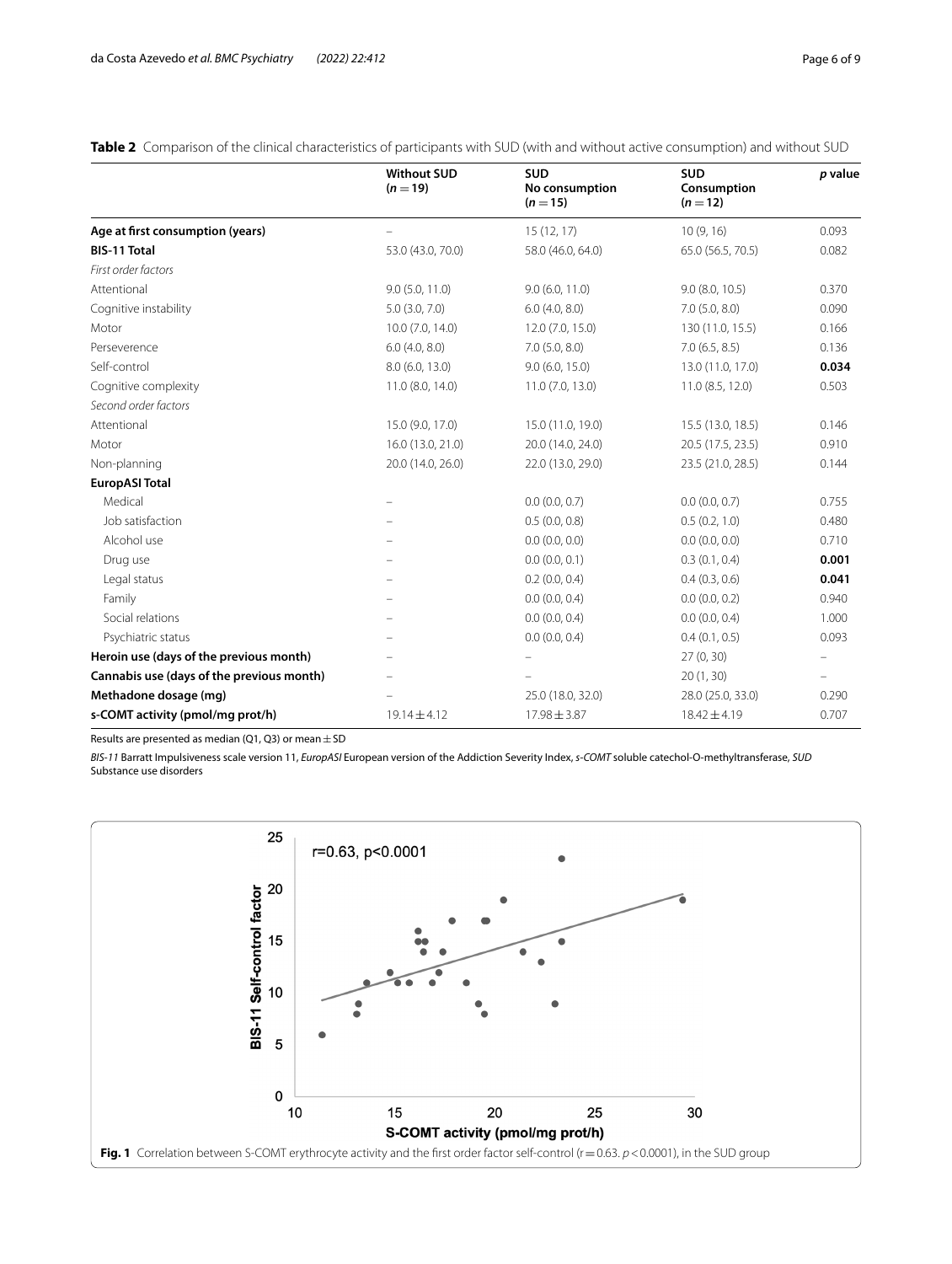**Table 2** Comparison of the clinical characteristics of participants with SUD (with and without active consumption) and without SUD

| | **Without SUD ($n = 19$)** | **SUD No consumption ($n = 15$)** | **SUD Consumption ($n = 12$)** | ***p* value** |
|---|---|---|---|---|
| **Age at first consumption (years)** | – | 15 (12, 17) | 10 (9, 16) | 0.093 |
| **BIS-11 Total** | 53.0 (43.0, 70.0) | 58.0 (46.0, 64.0) | 65.0 (56.5, 70.5) | 0.082 |
| *First order factors* | | | | |
| Attentional | 9.0 (5.0, 11.0) | 9.0 (6.0, 11.0) | 9.0 (8.0, 10.5) | 0.370 |
| Cognitive instability | 5.0 (3.0, 7.0) | 6.0 (4.0, 8.0) | 7.0 (5.0, 8.0) | 0.090 |
| Motor | 10.0 (7.0, 14.0) | 12.0 (7.0, 15.0) | 130 (11.0, 15.5) | 0.166 |
| Perseverence | 6.0 (4.0, 8.0) | 7.0 (5.0, 8.0) | 7.0 (6.5, 8.5) | 0.136 |
| Self-control | 8.0 (6.0, 13.0) | 9.0 (6.0, 15.0) | 13.0 (11.0, 17.0) | **0.034** |
| Cognitive complexity | 11.0 (8.0, 14.0) | 11.0 (7.0, 13.0) | 11.0 (8.5, 12.0) | 0.503 |
| *Second order factors* | | | | |
| Attentional | 15.0 (9.0, 17.0) | 15.0 (11.0, 19.0) | 15.5 (13.0, 18.5) | 0.146 |
| Motor | 16.0 (13.0, 21.0) | 20.0 (14.0, 24.0) | 20.5 (17.5, 23.5) | 0.910 |
| Non-planning | 20.0 (14.0, 26.0) | 22.0 (13.0, 29.0) | 23.5 (21.0, 28.5) | 0.144 |
| **EuropASI Total** | | | | |
| Medical | – | 0.0 (0.0, 0.7) | 0.0 (0.0, 0.7) | 0.755 |
| Job satisfaction | – | 0.5 (0.0, 0.8) | 0.5 (0.2, 1.0) | 0.480 |
| Alcohol use | – | 0.0 (0.0, 0.0) | 0.0 (0.0, 0.0) | 0.710 |
| Drug use | – | 0.0 (0.0, 0.1) | 0.3 (0.1, 0.4) | **0.001** |
| Legal status | – | 0.2 (0.0, 0.4) | 0.4 (0.3, 0.6) | **0.041** |
| Family | – | 0.0 (0.0, 0.4) | 0.0 (0.0, 0.2) | 0.940 |
| Social relations | – | 0.0 (0.0, 0.4) | 0.0 (0.0, 0.4) | 1.000 |
| Psychiatric status | – | 0.0 (0.0, 0.4) | 0.4 (0.1, 0.5) | 0.093 |
| **Heroin use (days of the previous month)** | – | – | 27 (0, 30) | – |
| **Cannabis use (days of the previous month)** | – | – | 20 (1, 30) | – |
| **Methadone dosage (mg)** | – | 25.0 (18.0, 32.0) | 28.0 (25.0, 33.0) | 0.290 |
| **s-COMT activity (pmol/mg prot/h)** | 19.14 ± 4.12 | 17.98 ± 3.87 | 18.42 ± 4.19 | 0.707 |

Results are presented as median (Q1, Q3) or mean ± SD

*BIS-11* Barratt Impulsiveness scale version 11, *EuropASI* European version of the Addiction Severity Index, *s-COMT* soluble catechol-O-methyltransferase, *SUD* Substance use disorders

**Fig. 1** Correlation between S-COMT erythrocyte activity and the first order factor self-control ($r = 0.63$. $p < 0.0001$), in the SUD group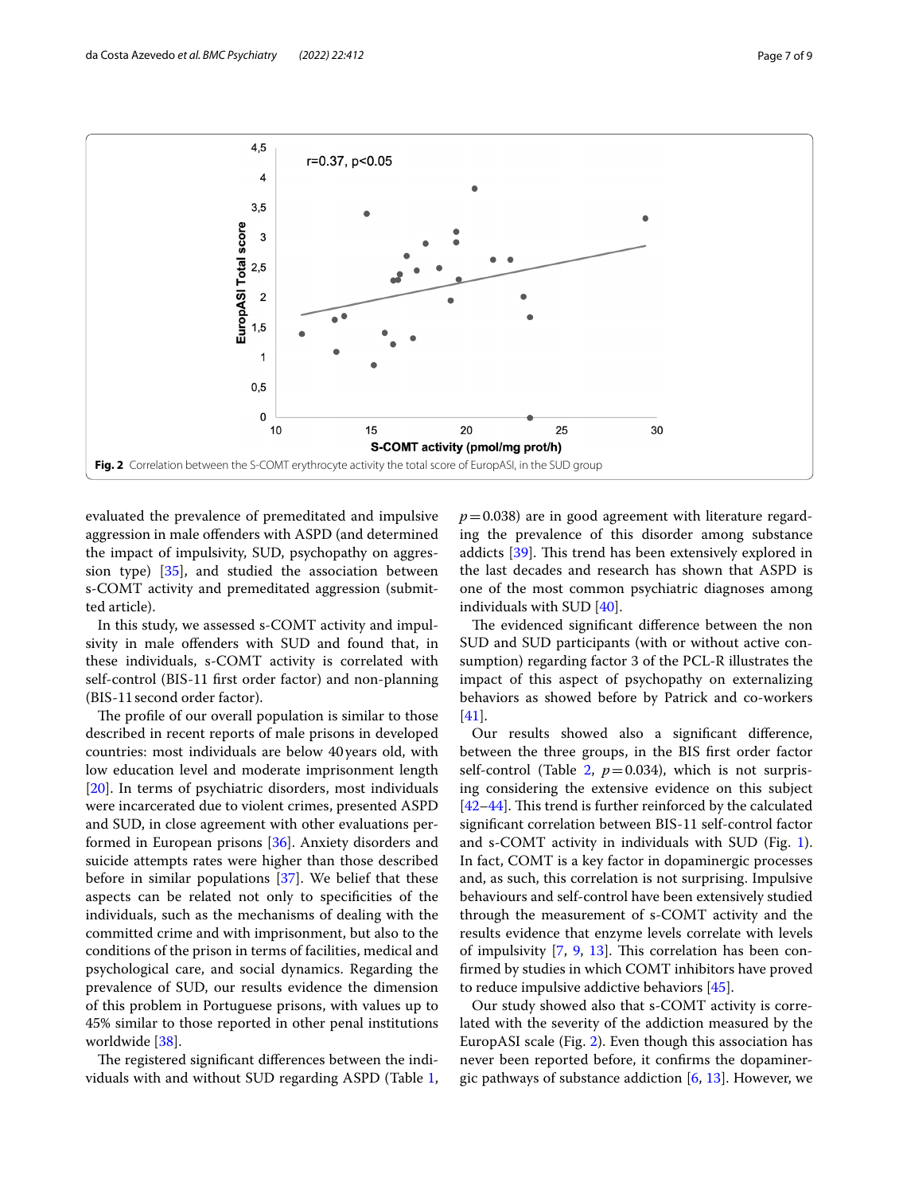Fig. 2 Correlation between the S-COMT erythrocyte activity the total score of EuropASI, in the SUD group

evaluated the prevalence of premeditated and impulsive aggression in male offenders with ASPD (and determined the impact of impulsivity, SUD, psychopathy on aggression type) [35], and studied the association between s-COMT activity and premeditated aggression (submitted article).

In this study, we assessed s-COMT activity and impulsivity in male offenders with SUD and found that, in these individuals, s-COMT activity is correlated with self-control (BIS-11 first order factor) and non-planning (BIS-11 second order factor).

The profile of our overall population is similar to those described in recent reports of male prisons in developed countries: most individuals are below 40 years old, with low education level and moderate imprisonment length [20]. In terms of psychiatric disorders, most individuals were incarcerated due to violent crimes, presented ASPD and SUD, in close agreement with other evaluations performed in European prisons [36]. Anxiety disorders and suicide attempts rates were higher than those described before in similar populations [37]. We belief that these aspects can be related not only to specificities of the individuals, such as the mechanisms of dealing with the committed crime and with imprisonment, but also to the conditions of the prison in terms of facilities, medical and psychological care, and social dynamics. Regarding the prevalence of SUD, our results evidence the dimension of this problem in Portuguese prisons, with values up to 45% similar to those reported in other penal institutions worldwide [38].

The registered significant differences between the individuals with and without SUD regarding ASPD (Table 1, $p = 0.038$) are in good agreement with literature regarding the prevalence of this disorder among substance addicts [39]. This trend has been extensively explored in the last decades and research has shown that ASPD is one of the most common psychiatric diagnoses among individuals with SUD [40].

The evidenced significant difference between the non SUD and SUD participants (with or without active consumption) regarding factor 3 of the PCL-R illustrates the impact of this aspect of psychopathy on externalizing behaviors as showed before by Patrick and co-workers [41].

Our results showed also a significant difference, between the three groups, in the BIS first order factor self-control (Table 2, $p = 0.034$), which is not surprising considering the extensive evidence on this subject [42–44]. This trend is further reinforced by the calculated significant correlation between BIS-11 self-control factor and s-COMT activity in individuals with SUD (Fig. 1). In fact, COMT is a key factor in dopaminergic processes and, as such, this correlation is not surprising. Impulsive behaviours and self-control have been extensively studied through the measurement of s-COMT activity and the results evidence that enzyme levels correlate with levels of impulsivity [7, 9, 13]. This correlation has been confirmed by studies in which COMT inhibitors have proved to reduce impulsive addictive behaviors [45].

Our study showed also that s-COMT activity is correlated with the severity of the addiction measured by the EuropASI scale (Fig. 2). Even though this association has never been reported before, it confirms the dopaminergic pathways of substance addiction [6, 13]. However, we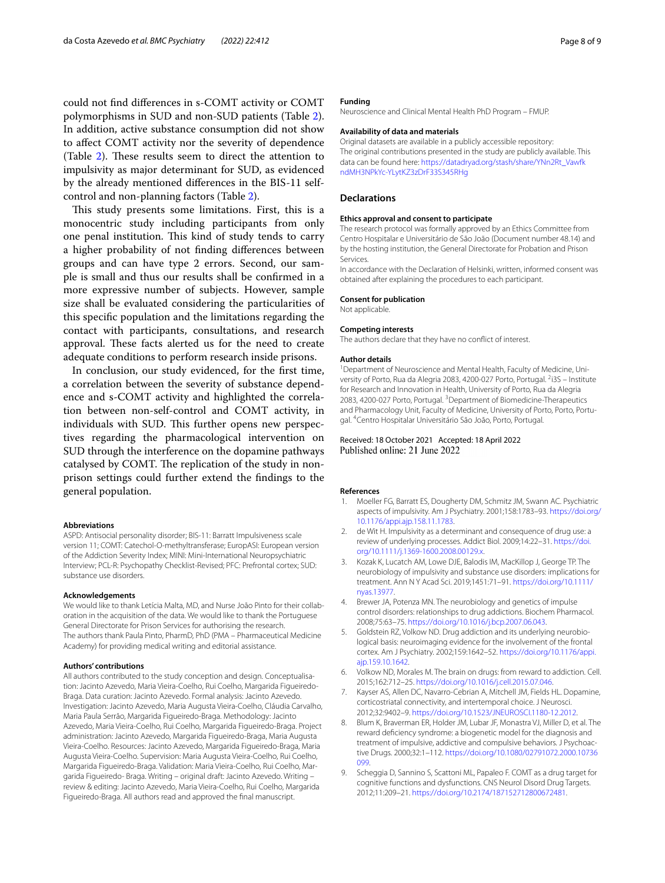could not find differences in s-COMT activity or COMT polymorphisms in SUD and non-SUD patients (Table 2). In addition, active substance consumption did not show to affect COMT activity nor the severity of dependence (Table 2). These results seem to direct the attention to impulsivity as major determinant for SUD, as evidenced by the already mentioned differences in the BIS-11 self-control and non-planning factors (Table 2).

This study presents some limitations. First, this is a monocentric study including participants from only one penal institution. This kind of study tends to carry a higher probability of not finding differences between groups and can have type 2 errors. Second, our sample is small and thus our results shall be confirmed in a more expressive number of subjects. However, sample size shall be evaluated considering the particularities of this specific population and the limitations regarding the contact with participants, consultations, and research approval. These facts alerted us for the need to create adequate conditions to perform research inside prisons.

In conclusion, our study evidenced, for the first time, a correlation between the severity of substance dependence and s-COMT activity and highlighted the correlation between non-self-control and COMT activity, in individuals with SUD. This further opens new perspectives regarding the pharmacological intervention on SUD through the interference on the dopamine pathways catalysed by COMT. The replication of the study in non-prison settings could further extend the findings to the general population.

#### Abbreviations

ASPD: Antisocial personality disorder; BIS-11: Barratt Impulsiveness scale version 11; COMT: Catechol-O-methyltransferase; EuropASI: European version of the Addiction Severity Index; MINI: Mini-International Neuropsychiatric Interview; PCL-R: Psychopathy Checklist-Revised; PFC: Prefrontal cortex; SUD: substance use disorders.

#### Acknowledgements

We would like to thank Letícia Malta, MD, and Nurse João Pinto for their collaboration in the acquisition of the data. We would like to thank the Portuguese General Directorate for Prison Services for authorising the research.
The authors thank Paula Pinto, PharmD, PhD (PMA – Pharmaceutical Medicine Academy) for providing medical writing and editorial assistance.

#### Authors' contributions

All authors contributed to the study conception and design. Conceptualisation: Jacinto Azevedo, Maria Vieira-Coelho, Rui Coelho, Margarida Figueiredo-Braga. Data curation: Jacinto Azevedo. Formal analysis: Jacinto Azevedo. Investigation: Jacinto Azevedo, Maria Augusta Vieira-Coelho, Cláudia Carvalho, Maria Paula Serrão, Margarida Figueiredo-Braga. Methodology: Jacinto Azevedo, Maria Vieira-Coelho, Rui Coelho, Margarida Figueiredo-Braga. Project administration: Jacinto Azevedo, Margarida Figueiredo-Braga, Maria Augusta Vieira-Coelho. Resources: Jacinto Azevedo, Margarida Figueiredo-Braga, Maria Augusta Vieira-Coelho. Supervision: Maria Augusta Vieira-Coelho, Rui Coelho, Margarida Figueiredo-Braga. Validation: Maria Vieira-Coelho, Rui Coelho, Margarida Figueiredo- Braga. Writing – original draft: Jacinto Azevedo. Writing – review & editing: Jacinto Azevedo, Maria Vieira-Coelho, Rui Coelho, Margarida Figueiredo-Braga. All authors read and approved the final manuscript.

#### Funding

Neuroscience and Clinical Mental Health PhD Program – FMUP.

#### Availability of data and materials

Original datasets are available in a publicly accessible repository:
The original contributions presented in the study are publicly available. This data can be found here: https://datadryad.org/stash/share/YNn2Rt_VawfkndMH3NPkYc-YLytKZ3zDrF33S345RHg

## Declarations

#### Ethics approval and consent to participate

The research protocol was formally approved by an Ethics Committee from Centro Hospitalar e Universitário de São João (Document number 48.14) and by the hosting institution, the General Directorate for Probation and Prison Services.
In accordance with the Declaration of Helsinki, written, informed consent was obtained after explaining the procedures to each participant.

#### Consent for publication

Not applicable.

#### Competing interests

The authors declare that they have no conflict of interest.

#### Author details

[1]Department of Neuroscience and Mental Health, Faculty of Medicine, University of Porto, Rua da Alegria 2083, 4200-027 Porto, Portugal. [2]i3S – Institute for Research and Innovation in Health, University of Porto, Rua da Alegria 2083, 4200-027 Porto, Portugal. [3]Department of Biomedicine-Therapeutics and Pharmacology Unit, Faculty of Medicine, University of Porto, Porto, Portugal. [4]Centro Hospitalar Universitário São João, Porto, Portugal.

Received: 18 October 2021 Accepted: 18 April 2022
Published online: 21 June 2022

#### References

1. Moeller FG, Barratt ES, Dougherty DM, Schmitz JM, Swann AC. Psychiatric aspects of impulsivity. Am J Psychiatry. 2001;158:1783–93. https://doi.org/10.1176/appi.ajp.158.11.1783.
2. de Wit H. Impulsivity as a determinant and consequence of drug use: a review of underlying processes. Addict Biol. 2009;14:22–31. https://doi.org/10.1111/j.1369-1600.2008.00129.x.
3. Kozak K, Lucatch AM, Lowe DJE, Balodis IM, MacKillop J, George TP. The neurobiology of impulsivity and substance use disorders: implications for treatment. Ann N Y Acad Sci. 2019;1451:71–91. https://doi.org/10.1111/nyas.13977.
4. Brewer JA, Potenza MN. The neurobiology and genetics of impulse control disorders: relationships to drug addictions. Biochem Pharmacol. 2008;75:63–75. https://doi.org/10.1016/j.bcp.2007.06.043.
5. Goldstein RZ, Volkow ND. Drug addiction and its underlying neurobiological basis: neuroimaging evidence for the involvement of the frontal cortex. Am J Psychiatry. 2002;159:1642–52. https://doi.org/10.1176/appi.ajp.159.10.1642.
6. Volkow ND, Morales M. The brain on drugs: from reward to addiction. Cell. 2015;162:712–25. https://doi.org/10.1016/j.cell.2015.07.046.
7. Kayser AS, Allen DC, Navarro-Cebrian A, Mitchell JM, Fields HL. Dopamine, corticostriatal connectivity, and intertemporal choice. J Neurosci. 2012;32:9402–9. https://doi.org/10.1523/JNEUROSCI.1180-12.2012.
8. Blum K, Braverman ER, Holder JM, Lubar JF, Monastra VJ, Miller D, et al. The reward deficiency syndrome: a biogenetic model for the diagnosis and treatment of impulsive, addictive and compulsive behaviors. J Psychoactive Drugs. 2000;32:1–112. https://doi.org/10.1080/02791072.2000.10736099.
9. Scheggia D, Sannino S, Scattoni ML, Papaleo F. COMT as a drug target for cognitive functions and dysfunctions. CNS Neurol Disord Drug Targets. 2012;11:209–21. https://doi.org/10.2174/187152712800672481.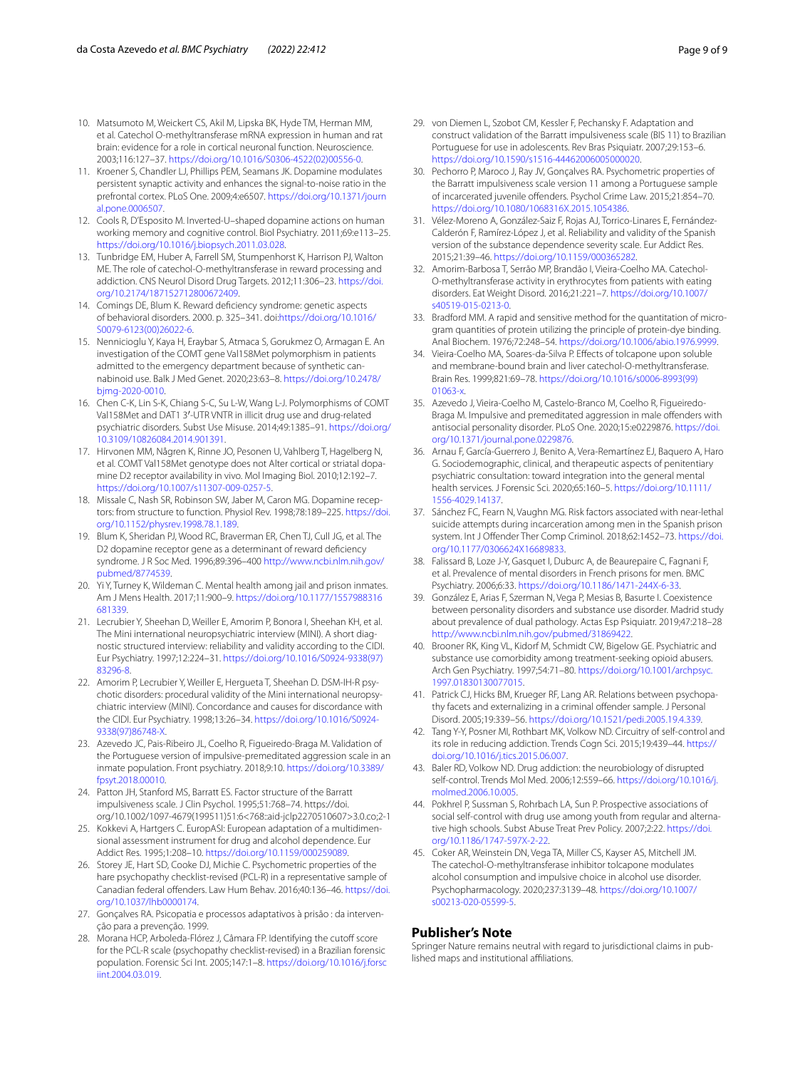10. Matsumoto M, Weickert CS, Akil M, Lipska BK, Hyde TM, Herman MM, et al. Catechol O-methyltransferase mRNA expression in human and rat brain: evidence for a role in cortical neuronal function. Neuroscience. 2003;116:127–37. https://doi.org/10.1016/S0306-4522(02)00556-0.
11. Kroener S, Chandler LJ, Phillips PEM, Seamans JK. Dopamine modulates persistent synaptic activity and enhances the signal-to-noise ratio in the prefrontal cortex. PLoS One. 2009;4:e6507. https://doi.org/10.1371/journal.pone.0006507.
12. Cools R, D'Esposito M. Inverted-U–shaped dopamine actions on human working memory and cognitive control. Biol Psychiatry. 2011;69:e113–25. https://doi.org/10.1016/j.biopsych.2011.03.028.
13. Tunbridge EM, Huber A, Farrell SM, Stumpenhorst K, Harrison PJ, Walton ME. The role of catechol-O-methyltransferase in reward processing and addiction. CNS Neurol Disord Drug Targets. 2012;11:306–23. https://doi.org/10.2174/187152712800672409.
14. Comings DE, Blum K. Reward deficiency syndrome: genetic aspects of behavioral disorders. 2000. p. 325–341. doi:https://doi.org/10.1016/S0079-6123(00)26022-6.
15. Nennicioglu Y, Kaya H, Eraybar S, Atmaca S, Gorukmez O, Armagan E. An investigation of the COMT gene Val158Met polymorphism in patients admitted to the emergency department because of synthetic cannabinoid use. Balk J Med Genet. 2020;23:63–8. https://doi.org/10.2478/bjmg-2020-0010.
16. Chen C-K, Lin S-K, Chiang S-C, Su L-W, Wang L-J. Polymorphisms of COMT Val158Met and DAT1 3′-UTR VNTR in illicit drug use and drug-related psychiatric disorders. Subst Use Misuse. 2014;49:1385–91. https://doi.org/10.3109/10826084.2014.901391.
17. Hirvonen MM, Någren K, Rinne JO, Pesonen U, Vahlberg T, Hagelberg N, et al. COMT Val158Met genotype does not Alter cortical or striatal dopamine D2 receptor availability in vivo. Mol Imaging Biol. 2010;12:192–7. https://doi.org/10.1007/s11307-009-0257-5.
18. Missale C, Nash SR, Robinson SW, Jaber M, Caron MG. Dopamine receptors: from structure to function. Physiol Rev. 1998;78:189–225. https://doi.org/10.1152/physrev.1998.78.1.189.
19. Blum K, Sheridan PJ, Wood RC, Braverman ER, Chen TJ, Cull JG, et al. The D2 dopamine receptor gene as a determinant of reward deficiency syndrome. J R Soc Med. 1996;89:396–400 http://www.ncbi.nlm.nih.gov/pubmed/8774539.
20. Yi Y, Turney K, Wildeman C. Mental health among jail and prison inmates. Am J Mens Health. 2017;11:900–9. https://doi.org/10.1177/1557988316681339.
21. Lecrubier Y, Sheehan D, Weiller E, Amorim P, Bonora I, Sheehan KH, et al. The Mini international neuropsychiatric interview (MINI). A short diagnostic structured interview: reliability and validity according to the CIDI. Eur Psychiatry. 1997;12:224–31. https://doi.org/10.1016/S0924-9338(97)83296-8.
22. Amorim P, Lecrubier Y, Weiller E, Hergueta T, Sheehan D. DSM-IH-R psychotic disorders: procedural validity of the Mini international neuropsychiatric interview (MINI). Concordance and causes for discordance with the CIDI. Eur Psychiatry. 1998;13:26–34. https://doi.org/10.1016/S0924-9338(97)86748-X.
23. Azevedo JC, Pais-Ribeiro JL, Coelho R, Figueiredo-Braga M. Validation of the Portuguese version of impulsive-premeditated aggression scale in an inmate population. Front psychiatry. 2018;9:10. https://doi.org/10.3389/fpsyt.2018.00010.
24. Patton JH, Stanford MS, Barratt ES. Factor structure of the Barratt impulsiveness scale. J Clin Psychol. 1995;51:768–74. https://doi.org/10.1002/1097-4679(199511)51:6<768::aid-jclp2270510607>3.0.co;2-1
25. Kokkevi A, Hartgers C. EuropASI: European adaptation of a multidimensional assessment instrument for drug and alcohol dependence. Eur Addict Res. 1995;1:208–10. https://doi.org/10.1159/000259089.
26. Storey JE, Hart SD, Cooke DJ, Michie C. Psychometric properties of the hare psychopathy checklist-revised (PCL-R) in a representative sample of Canadian federal offenders. Law Hum Behav. 2016;40:136–46. https://doi.org/10.1037/lhb0000174.
27. Gonçalves RA. Psicopatia e processos adaptativos à prisão : da intervenção para a prevenção. 1999.
28. Morana HCP, Arboleda-Flórez J, Câmara FP. Identifying the cutoff score for the PCL-R scale (psychopathy checklist-revised) in a Brazilian forensic population. Forensic Sci Int. 2005;147:1–8. https://doi.org/10.1016/j.forsciint.2004.03.019.
29. von Diemen L, Szobot CM, Kessler F, Pechansky F. Adaptation and construct validation of the Barratt impulsiveness scale (BIS 11) to Brazilian Portuguese for use in adolescents. Rev Bras Psiquiatr. 2007;29:153–6. https://doi.org/10.1590/s1516-44462006005000020.
30. Pechorro P, Maroco J, Ray JV, Gonçalves RA. Psychometric properties of the Barratt impulsiveness scale version 11 among a Portuguese sample of incarcerated juvenile offenders. Psychol Crime Law. 2015;21:854–70. https://doi.org/10.1080/1068316X.2015.1054386.
31. Vélez-Moreno A, González-Saiz F, Rojas AJ, Torrico-Linares E, Fernández-Calderón F, Ramírez-López J, et al. Reliability and validity of the Spanish version of the substance dependence severity scale. Eur Addict Res. 2015;21:39–46. https://doi.org/10.1159/000365282.
32. Amorim-Barbosa T, Serrão MP, Brandão I, Vieira-Coelho MA. Catechol-O-methyltransferase activity in erythrocytes from patients with eating disorders. Eat Weight Disord. 2016;21:221–7. https://doi.org/10.1007/s40519-015-0213-0.
33. Bradford MM. A rapid and sensitive method for the quantitation of microgram quantities of protein utilizing the principle of protein-dye binding. Anal Biochem. 1976;72:248–54. https://doi.org/10.1006/abio.1976.9999.
34. Vieira-Coelho MA, Soares-da-Silva P. Effects of tolcapone upon soluble and membrane-bound brain and liver catechol-O-methyltransferase. Brain Res. 1999;821:69–78. https://doi.org/10.1016/s0006-8993(99)01063-x.
35. Azevedo J, Vieira-Coelho M, Castelo-Branco M, Coelho R, Figueiredo-Braga M. Impulsive and premeditated aggression in male offenders with antisocial personality disorder. PLoS One. 2020;15:e0229876. https://doi.org/10.1371/journal.pone.0229876.
36. Arnau F, García-Guerrero J, Benito A, Vera-Remartínez EJ, Baquero A, Haro G. Sociodemographic, clinical, and therapeutic aspects of penitentiary psychiatric consultation: toward integration into the general mental health services. J Forensic Sci. 2020;65:160–5. https://doi.org/10.1111/1556-4029.14137.
37. Sánchez FC, Fearn N, Vaughn MG. Risk factors associated with near-lethal suicide attempts during incarceration among men in the Spanish prison system. Int J Offender Ther Comp Criminol. 2018;62:1452–73. https://doi.org/10.1177/0306624X16689833.
38. Falissard B, Loze J-Y, Gasquet I, Duburc A, de Beaurepaire C, Fagnani F, et al. Prevalence of mental disorders in French prisons for men. BMC Psychiatry. 2006;6:33. https://doi.org/10.1186/1471-244X-6-33.
39. González E, Arias F, Szerman N, Vega P, Mesias B, Basurte I. Coexistence between personality disorders and substance use disorder. Madrid study about prevalence of dual pathology. Actas Esp Psiquiatr. 2019;47:218–28 http://www.ncbi.nlm.nih.gov/pubmed/31869422.
40. Brooner RK, King VL, Kidorf M, Schmidt CW, Bigelow GE. Psychiatric and substance use comorbidity among treatment-seeking opioid abusers. Arch Gen Psychiatry. 1997;54:71–80. https://doi.org/10.1001/archpsyc.1997.01830130077015.
41. Patrick CJ, Hicks BM, Krueger RF, Lang AR. Relations between psychopathy facets and externalizing in a criminal offender sample. J Personal Disord. 2005;19:339–56. https://doi.org/10.1521/pedi.2005.19.4.339.
42. Tang Y-Y, Posner MI, Rothbart MK, Volkow ND. Circuitry of self-control and its role in reducing addiction. Trends Cogn Sci. 2015;19:439–44. https://doi.org/10.1016/j.tics.2015.06.007.
43. Baler RD, Volkow ND. Drug addiction: the neurobiology of disrupted self-control. Trends Mol Med. 2006;12:559–66. https://doi.org/10.1016/j.molmed.2006.10.005.
44. Pokhrel P, Sussman S, Rohrbach LA, Sun P. Prospective associations of social self-control with drug use among youth from regular and alternative high schools. Subst Abuse Treat Prev Policy. 2007;2:22. https://doi.org/10.1186/1747-597X-2-22.
45. Coker AR, Weinstein DN, Vega TA, Miller CS, Kayser AS, Mitchell JM. The catechol-O-methyltransferase inhibitor tolcapone modulates alcohol consumption and impulsive choice in alcohol use disorder. Psychopharmacology. 2020;237:3139–48. https://doi.org/10.1007/s00213-020-05599-5.

## Publisher's Note

Springer Nature remains neutral with regard to jurisdictional claims in published maps and institutional affiliations.